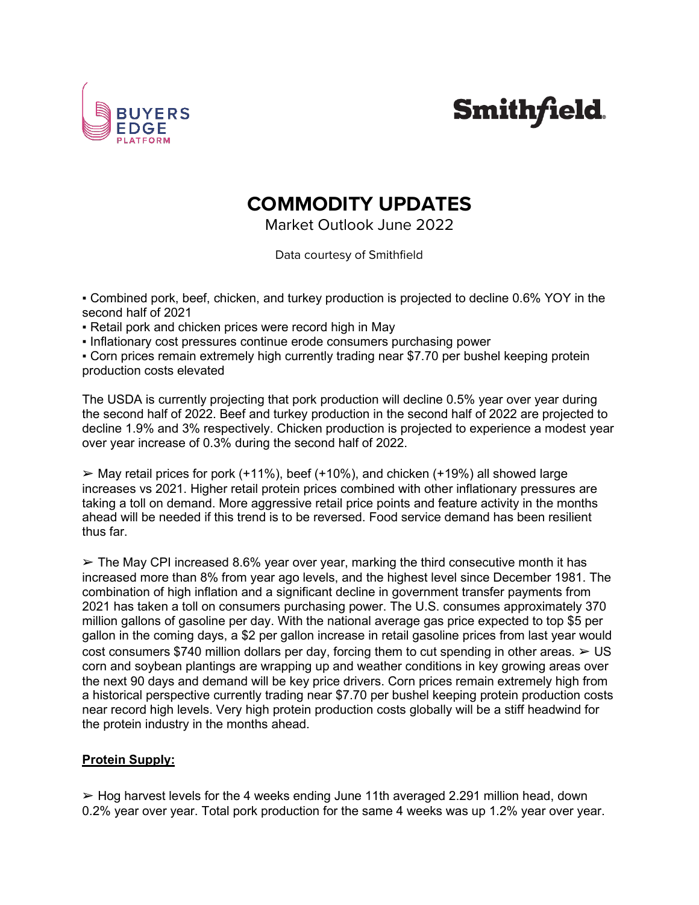BUYERS EDGE PLATFORM

Smithfield

# COMMODITY UPDATES

Market Outlook June 2022

Data courtesy of Smithfield

- Combined pork, beef, chicken, and turkey production is projected to decline 0.6% YOY in the second half of 2021
- Retail pork and chicken prices were record high in May
- Inflationary cost pressures continue erode consumers purchasing power
- Corn prices remain extremely high currently trading near $7.70 per bushel keeping protein production costs elevated

The USDA is currently projecting that pork production will decline 0.5% year over year during the second half of 2022. Beef and turkey production in the second half of 2022 are projected to decline 1.9% and 3% respectively. Chicken production is projected to experience a modest year over year increase of 0.3% during the second half of 2022.

➢ May retail prices for pork (+11%), beef (+10%), and chicken (+19%) all showed large increases vs 2021. Higher retail protein prices combined with other inflationary pressures are taking a toll on demand. More aggressive retail price points and feature activity in the months ahead will be needed if this trend is to be reversed. Food service demand has been resilient thus far.

➢ The May CPI increased 8.6% year over year, marking the third consecutive month it has increased more than 8% from year ago levels, and the highest level since December 1981. The combination of high inflation and a significant decline in government transfer payments from 2021 has taken a toll on consumers purchasing power. The U.S. consumes approximately 370 million gallons of gasoline per day. With the national average gas price expected to top $5 per gallon in the coming days, a $2 per gallon increase in retail gasoline prices from last year would cost consumers $740 million dollars per day, forcing them to cut spending in other areas. ➢ US corn and soybean plantings are wrapping up and weather conditions in key growing areas over the next 90 days and demand will be key price drivers. Corn prices remain extremely high from a historical perspective currently trading near $7.70 per bushel keeping protein production costs near record high levels. Very high protein production costs globally will be a stiff headwind for the protein industry in the months ahead.

## Protein Supply:

➢ Hog harvest levels for the 4 weeks ending June 11th averaged 2.291 million head, down 0.2% year over year. Total pork production for the same 4 weeks was up 1.2% year over year.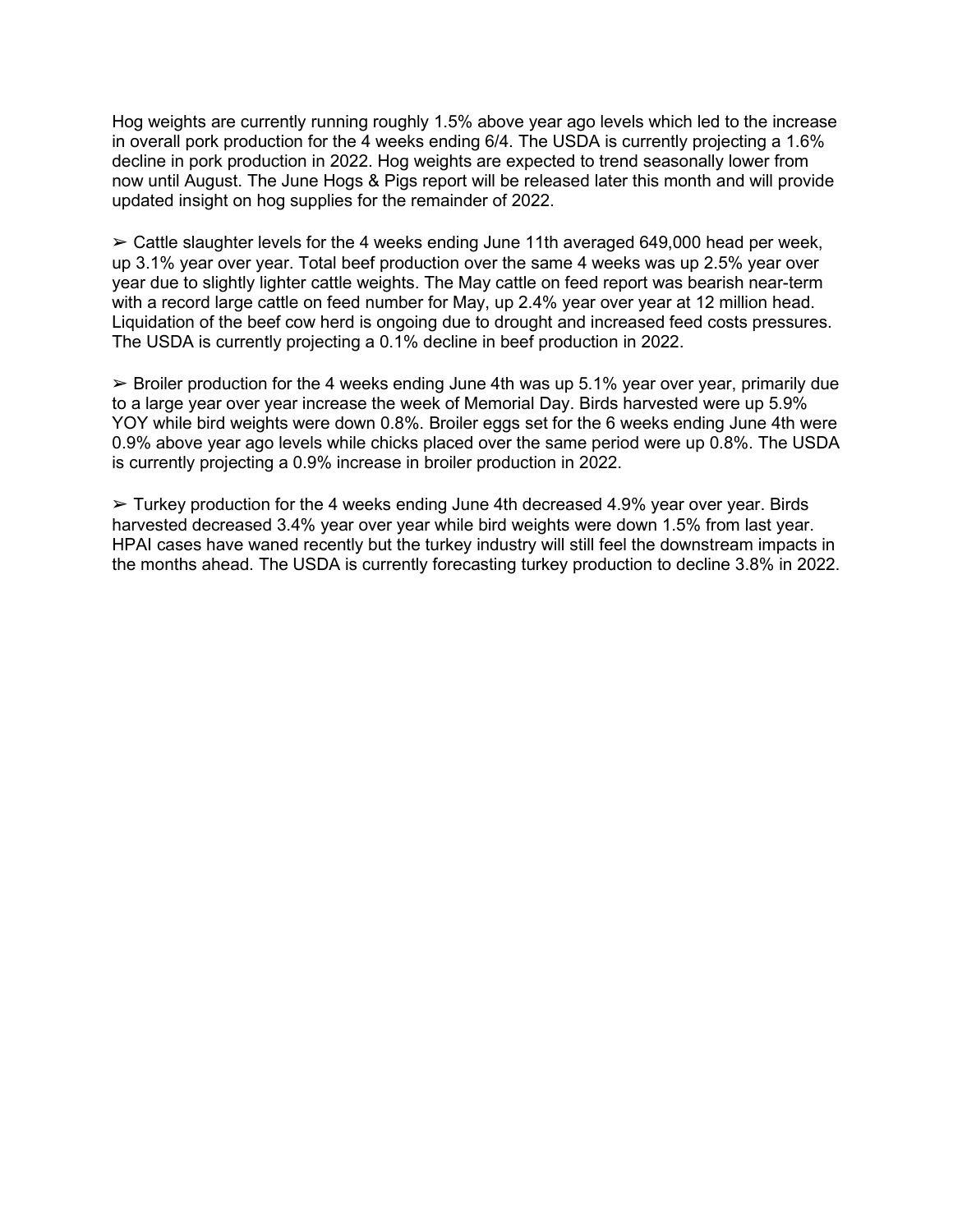Hog weights are currently running roughly 1.5% above year ago levels which led to the increase in overall pork production for the 4 weeks ending 6/4. The USDA is currently projecting a 1.6% decline in pork production in 2022. Hog weights are expected to trend seasonally lower from now until August. The June Hogs & Pigs report will be released later this month and will provide updated insight on hog supplies for the remainder of 2022.

➢ Cattle slaughter levels for the 4 weeks ending June 11th averaged 649,000 head per week, up 3.1% year over year. Total beef production over the same 4 weeks was up 2.5% year over year due to slightly lighter cattle weights. The May cattle on feed report was bearish near-term with a record large cattle on feed number for May, up 2.4% year over year at 12 million head. Liquidation of the beef cow herd is ongoing due to drought and increased feed costs pressures. The USDA is currently projecting a 0.1% decline in beef production in 2022.

➢ Broiler production for the 4 weeks ending June 4th was up 5.1% year over year, primarily due to a large year over year increase the week of Memorial Day. Birds harvested were up 5.9% YOY while bird weights were down 0.8%. Broiler eggs set for the 6 weeks ending June 4th were 0.9% above year ago levels while chicks placed over the same period were up 0.8%. The USDA is currently projecting a 0.9% increase in broiler production in 2022.

➢ Turkey production for the 4 weeks ending June 4th decreased 4.9% year over year. Birds harvested decreased 3.4% year over year while bird weights were down 1.5% from last year. HPAI cases have waned recently but the turkey industry will still feel the downstream impacts in the months ahead. The USDA is currently forecasting turkey production to decline 3.8% in 2022.